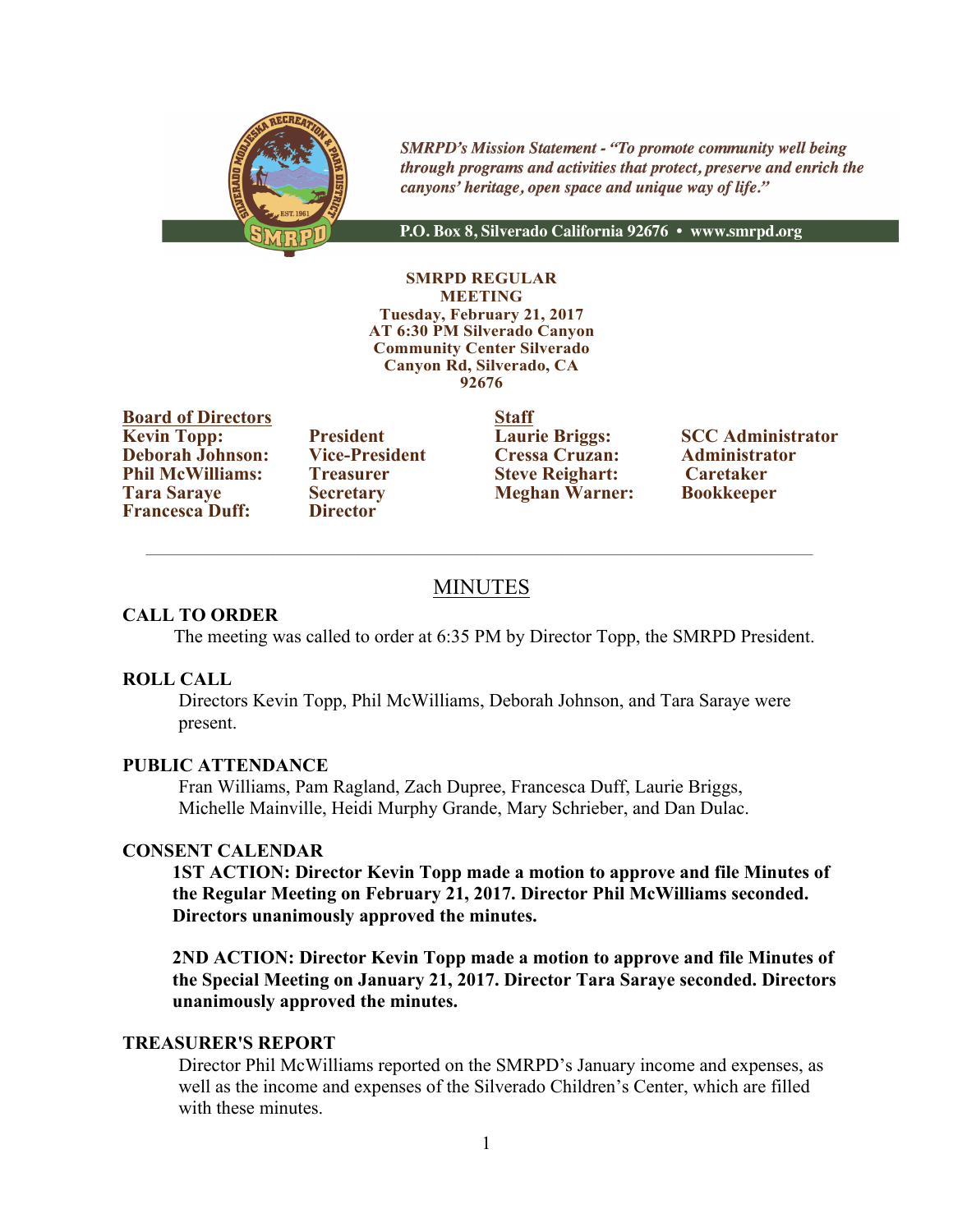*SMRPD's Mission Statement - "To promote community well being through programs and activities that protect, preserve and enrich the canyons' heritage, open space and unique way of life."*

**P.O. Box 8, Silverado California 92676 • www.smrpd.org**

**SMRPD REGULAR MEETING**
**Tuesday, February 21, 2017**
**AT 6:30 PM Silverado Canyon Community Center Silverado Canyon Rd, Silverado, CA 92676**

| Board of Directors | | Staff | |
|---|---|---|---|
| **Kevin Topp:** | **President** | **Laurie Briggs:** | **SCC Administrator** |
| **Deborah Johnson:** | **Vice-President** | **Cressa Cruzan:** | **Administrator** |
| **Phil McWilliams:** | **Treasurer** | **Steve Reighart:** | **Caretaker** |
| **Tara Saraye** | **Secretary** | **Meghan Warner:** | **Bookkeeper** |
| **Francesca Duff:** | **Director** | | |

# MINUTES

## CALL TO ORDER

The meeting was called to order at 6:35 PM by Director Topp, the SMRPD President.

## ROLL CALL

Directors Kevin Topp, Phil McWilliams, Deborah Johnson, and Tara Saraye were present.

## PUBLIC ATTENDANCE

Fran Williams, Pam Ragland, Zach Dupree, Francesca Duff, Laurie Briggs, Michelle Mainville, Heidi Murphy Grande, Mary Schrieber, and Dan Dulac.

## CONSENT CALENDAR

**1ST ACTION: Director Kevin Topp made a motion to approve and file Minutes of the Regular Meeting on February 21, 2017. Director Phil McWilliams seconded. Directors unanimously approved the minutes.**

**2ND ACTION: Director Kevin Topp made a motion to approve and file Minutes of the Special Meeting on January 21, 2017. Director Tara Saraye seconded. Directors unanimously approved the minutes.**

## TREASURER'S REPORT

Director Phil McWilliams reported on the SMRPD's January income and expenses, as well as the income and expenses of the Silverado Children's Center, which are filled with these minutes.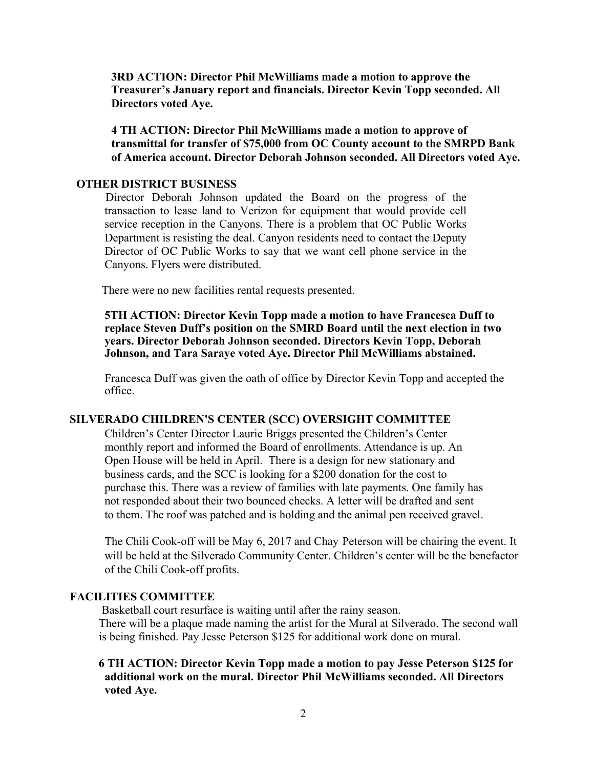**3RD ACTION: Director Phil McWilliams made a motion to approve the Treasurer's January report and financials. Director Kevin Topp seconded. All Directors voted Aye.**

**4 TH ACTION: Director Phil McWilliams made a motion to approve of transmittal for transfer of $75,000 from OC County account to the SMRPD Bank of America account. Director Deborah Johnson seconded. All Directors voted Aye.**

## OTHER DISTRICT BUSINESS

Director Deborah Johnson updated the Board on the progress of the transaction to lease land to Verizon for equipment that would provide cell service reception in the Canyons. There is a problem that OC Public Works Department is resisting the deal. Canyon residents need to contact the Deputy Director of OC Public Works to say that we want cell phone service in the Canyons. Flyers were distributed.

There were no new facilities rental requests presented.

**5TH ACTION: Director Kevin Topp made a motion to have Francesca Duff to replace Steven Duff's position on the SMRD Board until the next election in two years. Director Deborah Johnson seconded. Directors Kevin Topp, Deborah Johnson, and Tara Saraye voted Aye. Director Phil McWilliams abstained.**

Francesca Duff was given the oath of office by Director Kevin Topp and accepted the office.

## SILVERADO CHILDREN'S CENTER (SCC) OVERSIGHT COMMITTEE

Children's Center Director Laurie Briggs presented the Children's Center monthly report and informed the Board of enrollments. Attendance is up. An Open House will be held in April. There is a design for new stationary and business cards, and the SCC is looking for a $200 donation for the cost to purchase this. There was a review of families with late payments. One family has not responded about their two bounced checks. A letter will be drafted and sent to them. The roof was patched and is holding and the animal pen received gravel.

The Chili Cook-off will be May 6, 2017 and Chay Peterson will be chairing the event. It will be held at the Silverado Community Center. Children's center will be the benefactor of the Chili Cook-off profits.

## FACILITIES COMMITTEE

Basketball court resurface is waiting until after the rainy season.
There will be a plaque made naming the artist for the Mural at Silverado. The second wall is being finished. Pay Jesse Peterson $125 for additional work done on mural.

**6 TH ACTION: Director Kevin Topp made a motion to pay Jesse Peterson $125 for additional work on the mural. Director Phil McWilliams seconded. All Directors voted Aye.**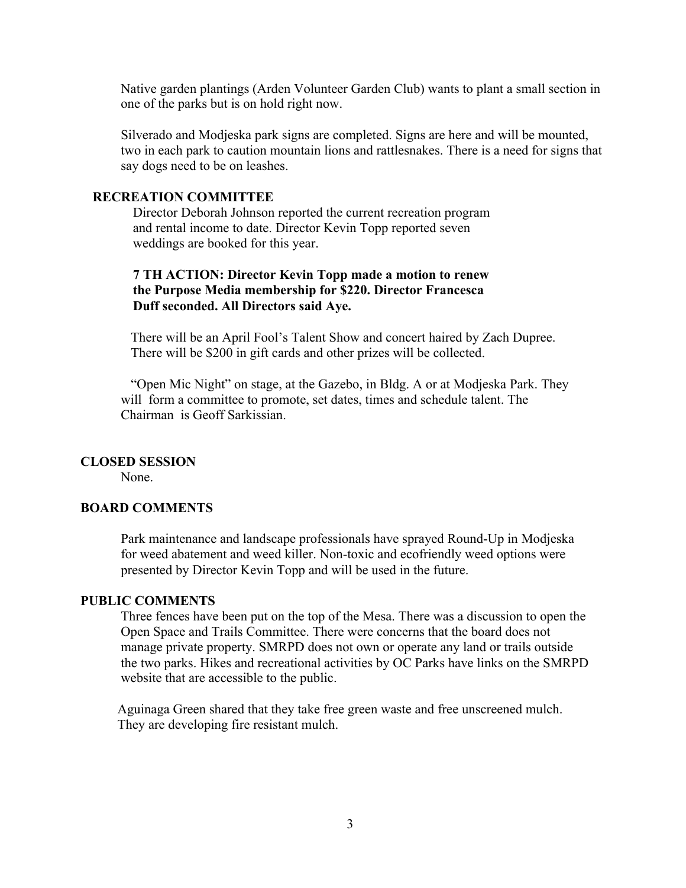Native garden plantings (Arden Volunteer Garden Club) wants to plant a small section in one of the parks but is on hold right now.

Silverado and Modjeska park signs are completed. Signs are here and will be mounted, two in each park to caution mountain lions and rattlesnakes. There is a need for signs that say dogs need to be on leashes.

## RECREATION COMMITTEE

Director Deborah Johnson reported the current recreation program and rental income to date. Director Kevin Topp reported seven weddings are booked for this year.

**7 TH ACTION: Director Kevin Topp made a motion to renew the Purpose Media membership for $220. Director Francesca Duff seconded. All Directors said Aye.**

There will be an April Fool's Talent Show and concert haired by Zach Dupree. There will be $200 in gift cards and other prizes will be collected.

"Open Mic Night" on stage, at the Gazebo, in Bldg. A or at Modjeska Park. They will form a committee to promote, set dates, times and schedule talent. The Chairman is Geoff Sarkissian.

## CLOSED SESSION

None.

## BOARD COMMENTS

Park maintenance and landscape professionals have sprayed Round-Up in Modjeska for weed abatement and weed killer. Non-toxic and ecofriendly weed options were presented by Director Kevin Topp and will be used in the future.

## PUBLIC COMMENTS

Three fences have been put on the top of the Mesa. There was a discussion to open the Open Space and Trails Committee. There were concerns that the board does not manage private property. SMRPD does not own or operate any land or trails outside the two parks. Hikes and recreational activities by OC Parks have links on the SMRPD website that are accessible to the public.

Aguinaga Green shared that they take free green waste and free unscreened mulch. They are developing fire resistant mulch.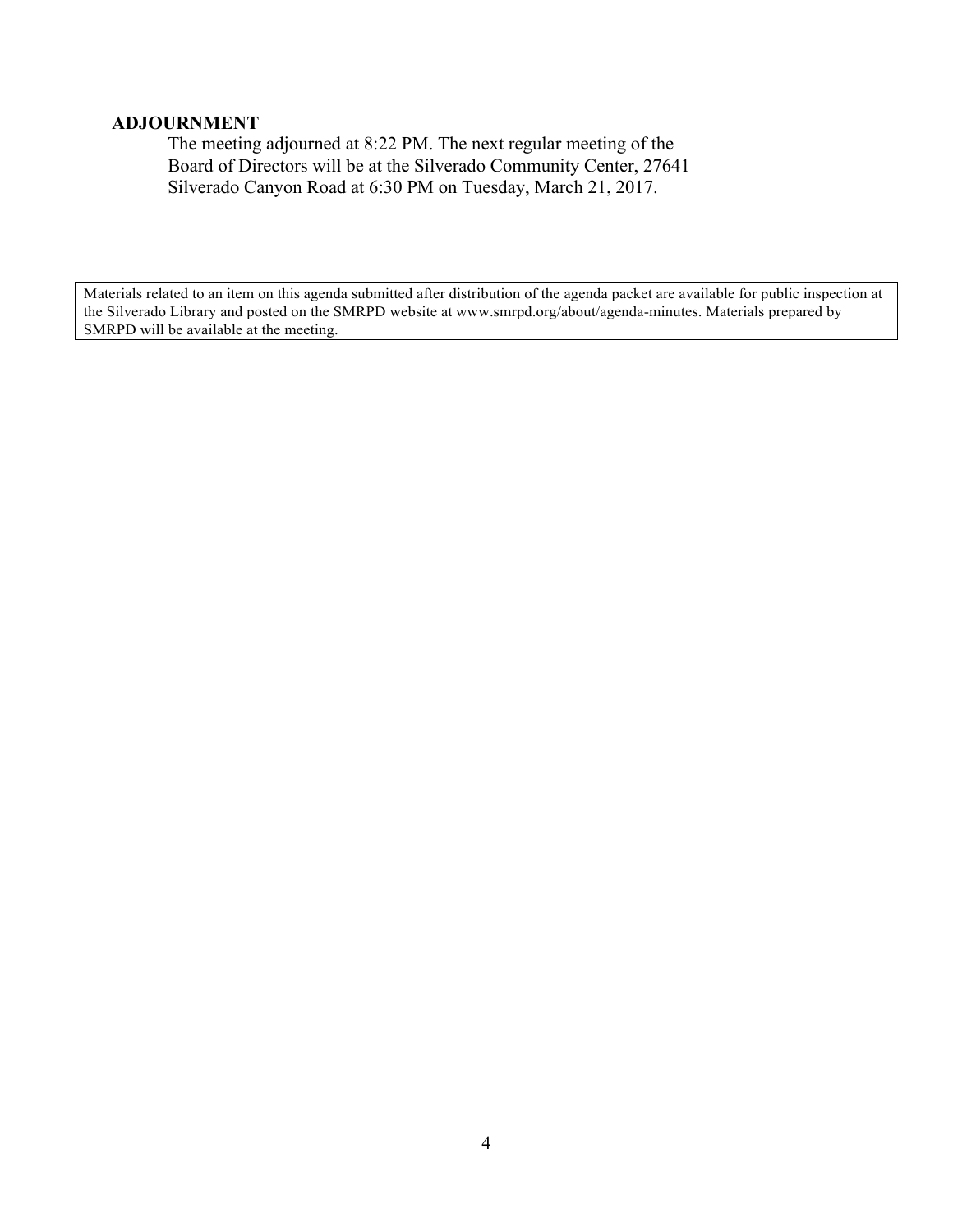**ADJOURNMENT**

The meeting adjourned at 8:22 PM. The next regular meeting of the Board of Directors will be at the Silverado Community Center, 27641 Silverado Canyon Road at 6:30 PM on Tuesday, March 21, 2017.

Materials related to an item on this agenda submitted after distribution of the agenda packet are available for public inspection at the Silverado Library and posted on the SMRPD website at www.smrpd.org/about/agenda-minutes. Materials prepared by SMRPD will be available at the meeting.